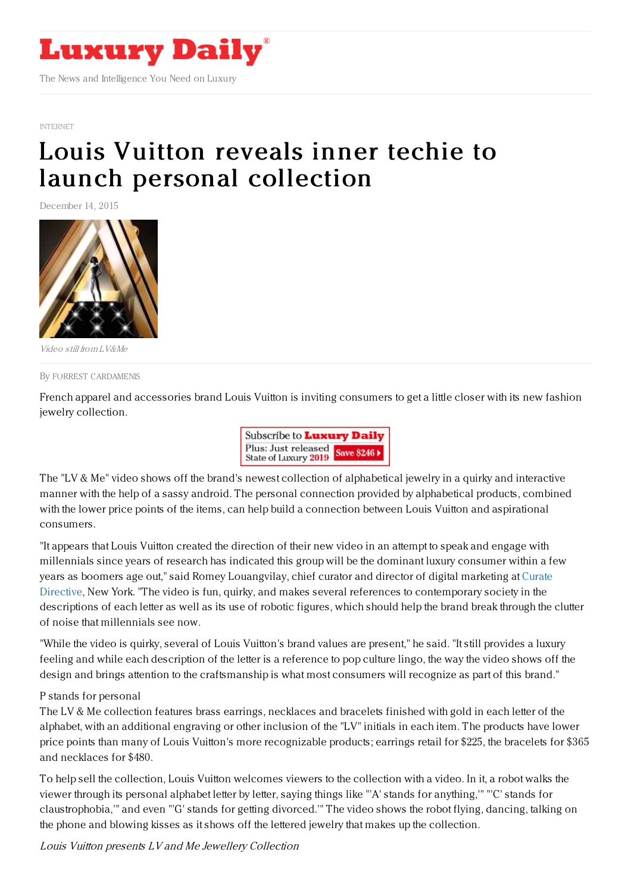# Luxury Daily

The News and Intelligence You Need on Luxury

INTERNET

# Louis Vuitton reveals inner techie to launch personal collection

December 14, 2015

*Video still from LV&Me*

By FORREST CARDAMENIS

French apparel and accessories brand Louis Vuitton is inviting consumers to get a little closer with its new fashion jewelry collection.

The "LV & Me" video shows off the brand's newest collection of alphabetical jewelry in a quirky and interactive manner with the help of a sassy android. The personal connection provided by alphabetical products, combined with the lower price points of the items, can help build a connection between Louis Vuitton and aspirational consumers.

"It appears that Louis Vuitton created the direction of their new video in an attempt to speak and engage with millennials since years of research has indicated this group will be the dominant luxury consumer within a few years as boomers age out," said Romey Louangvilay, chief curator and director of digital marketing at Curate Directive, New York. "The video is fun, quirky, and makes several references to contemporary society in the descriptions of each letter as well as its use of robotic figures, which should help the brand break through the clutter of noise that millennials see now.

"While the video is quirky, several of Louis Vuitton's brand values are present," he said. "It still provides a luxury feeling and while each description of the letter is a reference to pop culture lingo, the way the video shows off the design and brings attention to the craftsmanship is what most consumers will recognize as part of this brand."

P stands for personal

The LV & Me collection features brass earrings, necklaces and bracelets finished with gold in each letter of the alphabet, with an additional engraving or other inclusion of the "LV" initials in each item. The products have lower price points than many of Louis Vuitton's more recognizable products; earrings retail for $225, the bracelets for $365 and necklaces for $480.

To help sell the collection, Louis Vuitton welcomes viewers to the collection with a video. In it, a robot walks the viewer through its personal alphabet letter by letter, saying things like "'A' stands for anything,'" "'C' stands for claustrophobia,'" and even "'G' stands for getting divorced.'" The video shows the robot flying, dancing, talking on the phone and blowing kisses as it shows off the lettered jewelry that makes up the collection.

*Louis Vuitton presents LV and Me Jewellery Collection*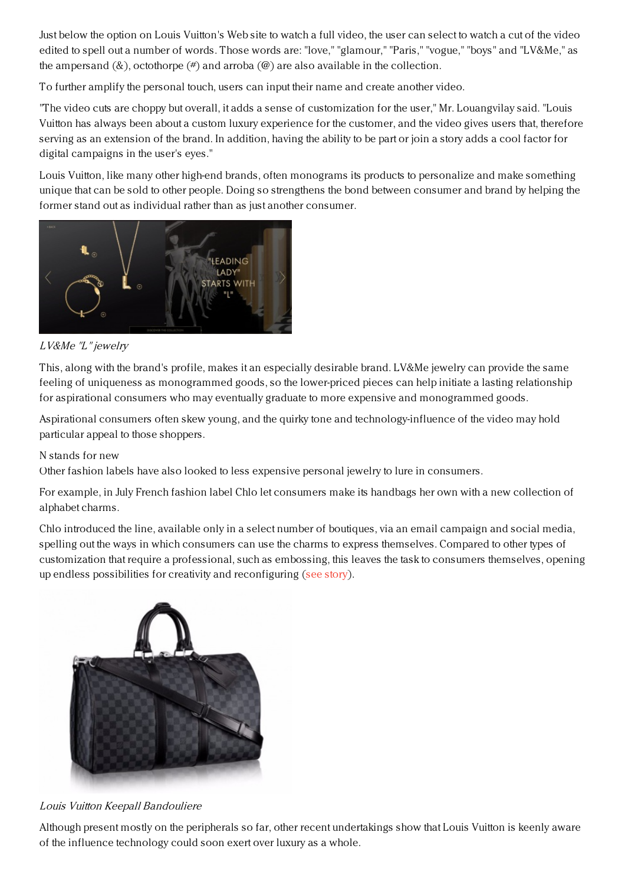Just below the option on Louis Vuitton's Web site to watch a full video, the user can select to watch a cut of the video edited to spell out a number of words. Those words are: "love," "glamour," "Paris," "vogue," "boys" and "LV&Me," as the ampersand (&), octothorpe (#) and arroba (@) are also available in the collection.

To further amplify the personal touch, users can input their name and create another video.

"The video cuts are choppy but overall, it adds a sense of customization for the user," Mr. Louangvilay said. "Louis Vuitton has always been about a custom luxury experience for the customer, and the video gives users that, therefore serving as an extension of the brand. In addition, having the ability to be part or join a story adds a cool factor for digital campaigns in the user's eyes."

Louis Vuitton, like many other high-end brands, often monograms its products to personalize and make something unique that can be sold to other people. Doing so strengthens the bond between consumer and brand by helping the former stand out as individual rather than as just another consumer.

*LV&Me "L" jewelry*

This, along with the brand's profile, makes it an especially desirable brand. LV&Me jewelry can provide the same feeling of uniqueness as monogrammed goods, so the lower-priced pieces can help initiate a lasting relationship for aspirational consumers who may eventually graduate to more expensive and monogrammed goods.

Aspirational consumers often skew young, and the quirky tone and technology-influence of the video may hold particular appeal to those shoppers.

N stands for new

Other fashion labels have also looked to less expensive personal jewelry to lure in consumers.

For example, in July French fashion label Chlo let consumers make its handbags her own with a new collection of alphabet charms.

Chlo introduced the line, available only in a select number of boutiques, via an email campaign and social media, spelling out the ways in which consumers can use the charms to express themselves. Compared to other types of customization that require a professional, such as embossing, this leaves the task to consumers themselves, opening up endless possibilities for creativity and reconfiguring (see story).

*Louis Vuitton Keepall Bandouliere*

Although present mostly on the peripherals so far, other recent undertakings show that Louis Vuitton is keenly aware of the influence technology could soon exert over luxury as a whole.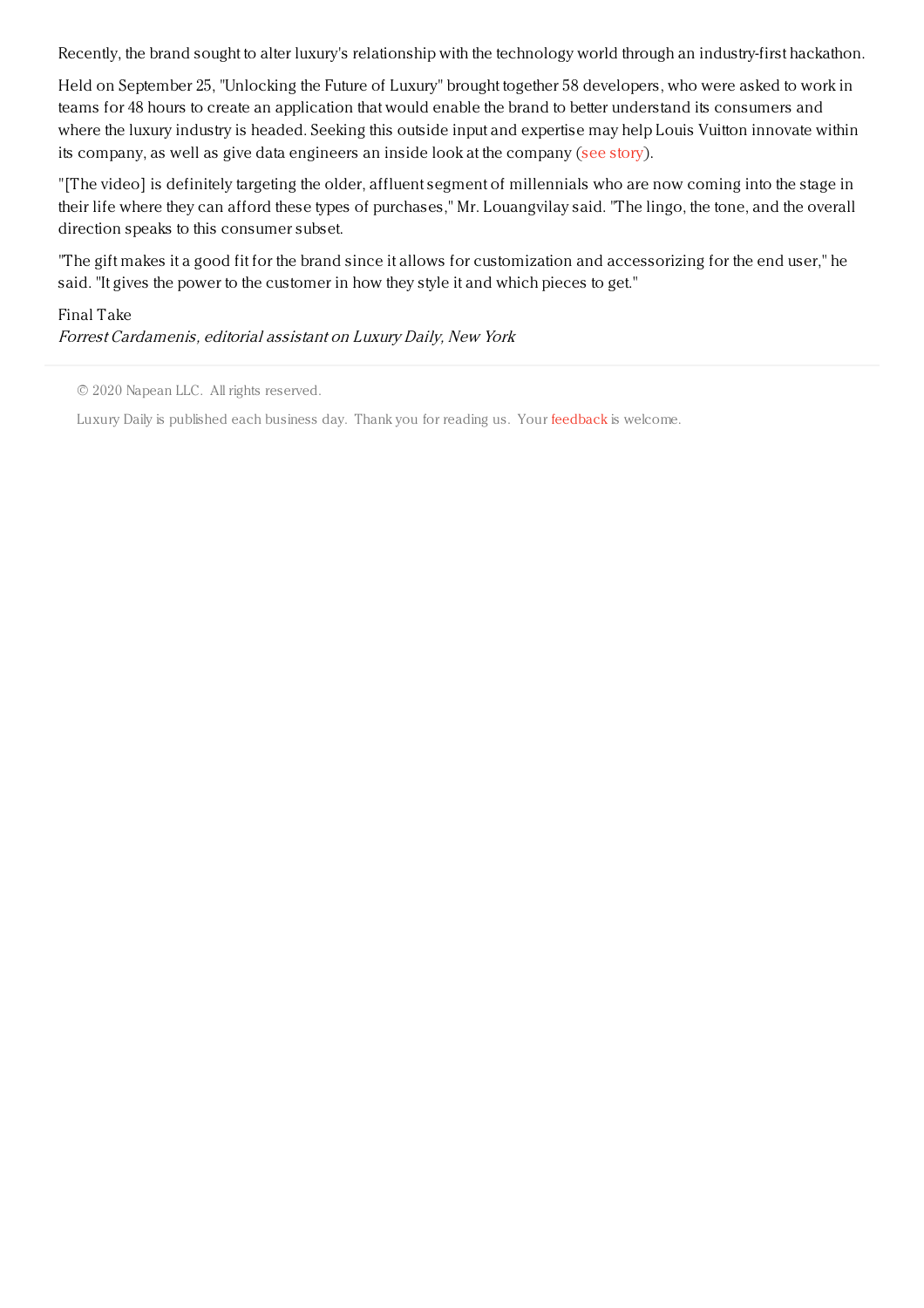Recently, the brand sought to alter luxury's relationship with the technology world through an industry-first hackathon.

Held on September 25, "Unlocking the Future of Luxury" brought together 58 developers, who were asked to work in teams for 48 hours to create an application that would enable the brand to better understand its consumers and where the luxury industry is headed. Seeking this outside input and expertise may help Louis Vuitton innovate within its company, as well as give data engineers an inside look at the company (see story).

"[The video] is definitely targeting the older, affluent segment of millennials who are now coming into the stage in their life where they can afford these types of purchases," Mr. Louangvilay said. "The lingo, the tone, and the overall direction speaks to this consumer subset.

"The gift makes it a good fit for the brand since it allows for customization and accessorizing for the end user," he said. "It gives the power to the customer in how they style it and which pieces to get."

Final Take

*Forrest Cardamenis, editorial assistant on Luxury Daily, New York*

---

© 2020 Napean LLC. All rights reserved.

Luxury Daily is published each business day. Thank you for reading us. Your feedback is welcome.